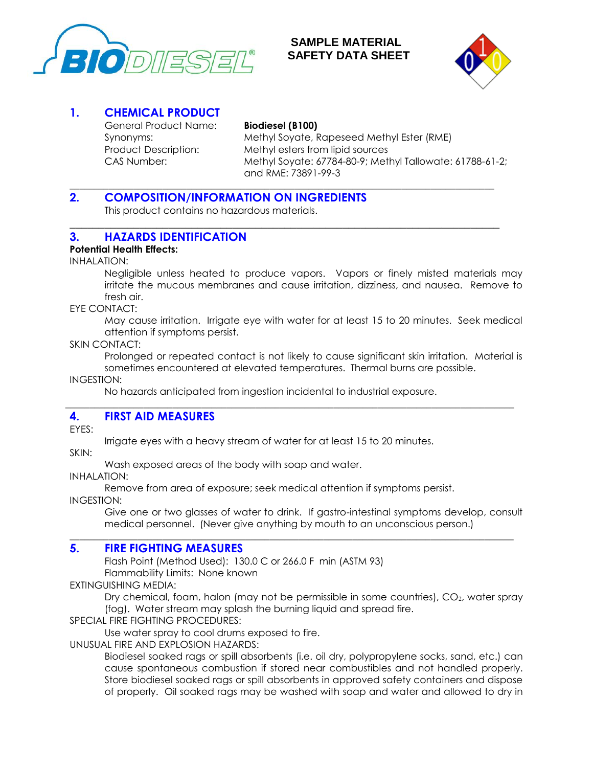# SAMPLE MATERIAL SAFETY DATA SHEET

## 1. CHEMICAL PRODUCT

General Product Name: **Biodiesel (B100)**
Synonyms: Methyl Soyate, Rapeseed Methyl Ester (RME)
Product Description: Methyl esters from lipid sources
CAS Number: Methyl Soyate: 67784-80-9; Methyl Tallowate: 61788-61-2; and RME: 73891-99-3

## 2. COMPOSITION/INFORMATION ON INGREDIENTS

This product contains no hazardous materials.

## 3. HAZARDS IDENTIFICATION

**Potential Health Effects:**

INHALATION:

Negligible unless heated to produce vapors. Vapors or finely misted materials may irritate the mucous membranes and cause irritation, dizziness, and nausea. Remove to fresh air.

EYE CONTACT:

May cause irritation. Irrigate eye with water for at least 15 to 20 minutes. Seek medical attention if symptoms persist.

SKIN CONTACT:

Prolonged or repeated contact is not likely to cause significant skin irritation. Material is sometimes encountered at elevated temperatures. Thermal burns are possible.

INGESTION:

No hazards anticipated from ingestion incidental to industrial exposure.

## 4. FIRST AID MEASURES

EYES:

Irrigate eyes with a heavy stream of water for at least 15 to 20 minutes.

SKIN:

Wash exposed areas of the body with soap and water.

INHALATION:

Remove from area of exposure; seek medical attention if symptoms persist.

INGESTION:

Give one or two glasses of water to drink. If gastro-intestinal symptoms develop, consult medical personnel. (Never give anything by mouth to an unconscious person.)

## 5. FIRE FIGHTING MEASURES

Flash Point (Method Used): 130.0 C or 266.0 F min (ASTM 93)
Flammability Limits: None known

EXTINGUISHING MEDIA:

Dry chemical, foam, halon (may not be permissible in some countries), $CO_2$, water spray (fog). Water stream may splash the burning liquid and spread fire.

SPECIAL FIRE FIGHTING PROCEDURES:

Use water spray to cool drums exposed to fire.

UNUSUAL FIRE AND EXPLOSION HAZARDS:

Biodiesel soaked rags or spill absorbents (i.e. oil dry, polypropylene socks, sand, etc.) can cause spontaneous combustion if stored near combustibles and not handled properly. Store biodiesel soaked rags or spill absorbents in approved safety containers and dispose of properly. Oil soaked rags may be washed with soap and water and allowed to dry in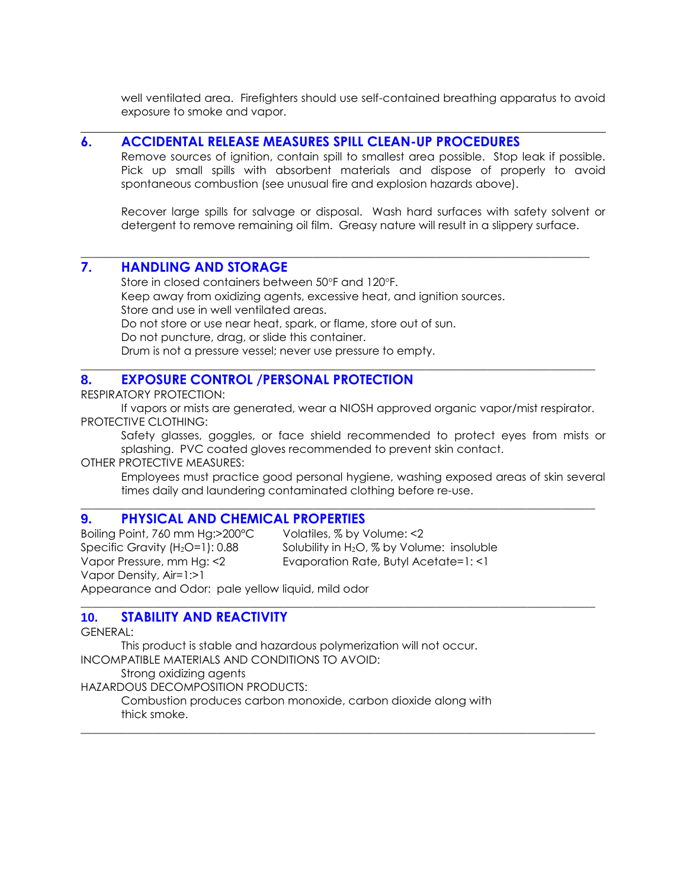well ventilated area. Firefighters should use self-contained breathing apparatus to avoid exposure to smoke and vapor.

---

## 6. ACCIDENTAL RELEASE MEASURES SPILL CLEAN-UP PROCEDURES

Remove sources of ignition, contain spill to smallest area possible. Stop leak if possible. Pick up small spills with absorbent materials and dispose of properly to avoid spontaneous combustion (see unusual fire and explosion hazards above).

Recover large spills for salvage or disposal. Wash hard surfaces with safety solvent or detergent to remove remaining oil film. Greasy nature will result in a slippery surface.

---

## 7. HANDLING AND STORAGE

Store in closed containers between 50°F and 120°F.
Keep away from oxidizing agents, excessive heat, and ignition sources.
Store and use in well ventilated areas.
Do not store or use near heat, spark, or flame, store out of sun.
Do not puncture, drag, or slide this container.
Drum is not a pressure vessel; never use pressure to empty.

---

## 8. EXPOSURE CONTROL /PERSONAL PROTECTION

RESPIRATORY PROTECTION:

If vapors or mists are generated, wear a NIOSH approved organic vapor/mist respirator.

PROTECTIVE CLOTHING:

Safety glasses, goggles, or face shield recommended to protect eyes from mists or splashing. PVC coated gloves recommended to prevent skin contact.

OTHER PROTECTIVE MEASURES:

Employees must practice good personal hygiene, washing exposed areas of skin several times daily and laundering contaminated clothing before re-use.

---

## 9. PHYSICAL AND CHEMICAL PROPERTIES

Boiling Point, 760 mm Hg:>200°C
Specific Gravity ($H_2O$=1): 0.88
Vapor Pressure, mm Hg: <2
Vapor Density, Air=1:>1
Volatiles, % by Volume: <2
Solubility in $H_2O$, % by Volume: insoluble
Evaporation Rate, Butyl Acetate=1: <1
Appearance and Odor: pale yellow liquid, mild odor

---

## 10. STABILITY AND REACTIVITY

GENERAL:

This product is stable and hazardous polymerization will not occur.

INCOMPATIBLE MATERIALS AND CONDITIONS TO AVOID:

Strong oxidizing agents

HAZARDOUS DECOMPOSITION PRODUCTS:

Combustion produces carbon monoxide, carbon dioxide along with thick smoke.

---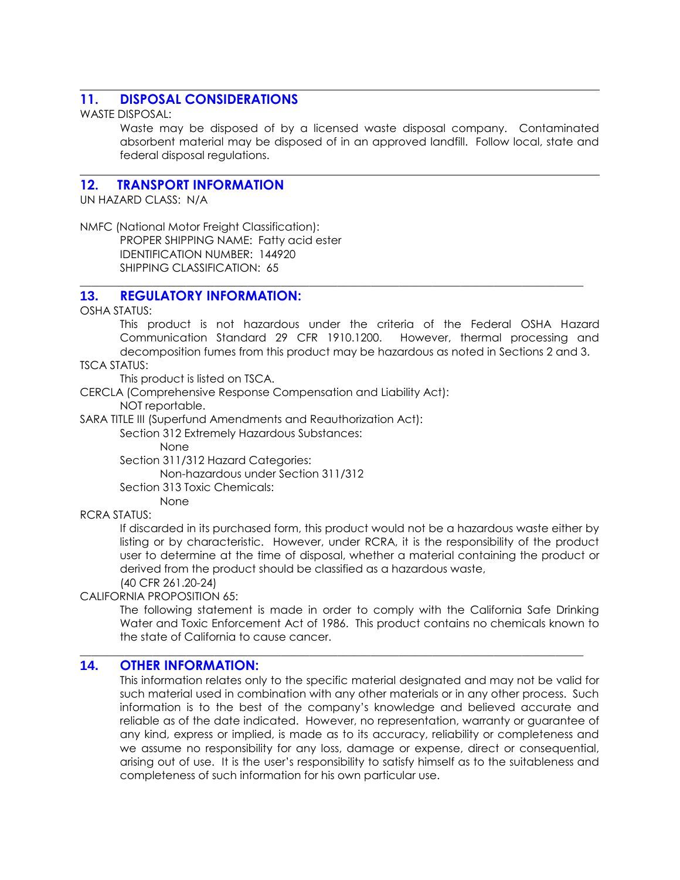## 11. DISPOSAL CONSIDERATIONS

WASTE DISPOSAL:

Waste may be disposed of by a licensed waste disposal company. Contaminated absorbent material may be disposed of in an approved landfill. Follow local, state and federal disposal regulations.

## 12. TRANSPORT INFORMATION

UN HAZARD CLASS: N/A

NMFC (National Motor Freight Classification):

PROPER SHIPPING NAME: Fatty acid ester
IDENTIFICATION NUMBER: 144920
SHIPPING CLASSIFICATION: 65

## 13. REGULATORY INFORMATION:

OSHA STATUS:

This product is not hazardous under the criteria of the Federal OSHA Hazard Communication Standard 29 CFR 1910.1200. However, thermal processing and decomposition fumes from this product may be hazardous as noted in Sections 2 and 3.

TSCA STATUS:

This product is listed on TSCA.

CERCLA (Comprehensive Response Compensation and Liability Act):

NOT reportable.

SARA TITLE III (Superfund Amendments and Reauthorization Act):

Section 312 Extremely Hazardous Substances:

None

Section 311/312 Hazard Categories:

Non-hazardous under Section 311/312

Section 313 Toxic Chemicals:

None

RCRA STATUS:

If discarded in its purchased form, this product would not be a hazardous waste either by listing or by characteristic. However, under RCRA, it is the responsibility of the product user to determine at the time of disposal, whether a material containing the product or derived from the product should be classified as a hazardous waste,
(40 CFR 261.20-24)

CALIFORNIA PROPOSITION 65:

The following statement is made in order to comply with the California Safe Drinking Water and Toxic Enforcement Act of 1986. This product contains no chemicals known to the state of California to cause cancer.

## 14. OTHER INFORMATION:

This information relates only to the specific material designated and may not be valid for such material used in combination with any other materials or in any other process. Such information is to the best of the company's knowledge and believed accurate and reliable as of the date indicated. However, no representation, warranty or guarantee of any kind, express or implied, is made as to its accuracy, reliability or completeness and we assume no responsibility for any loss, damage or expense, direct or consequential, arising out of use. It is the user's responsibility to satisfy himself as to the suitableness and completeness of such information for his own particular use.